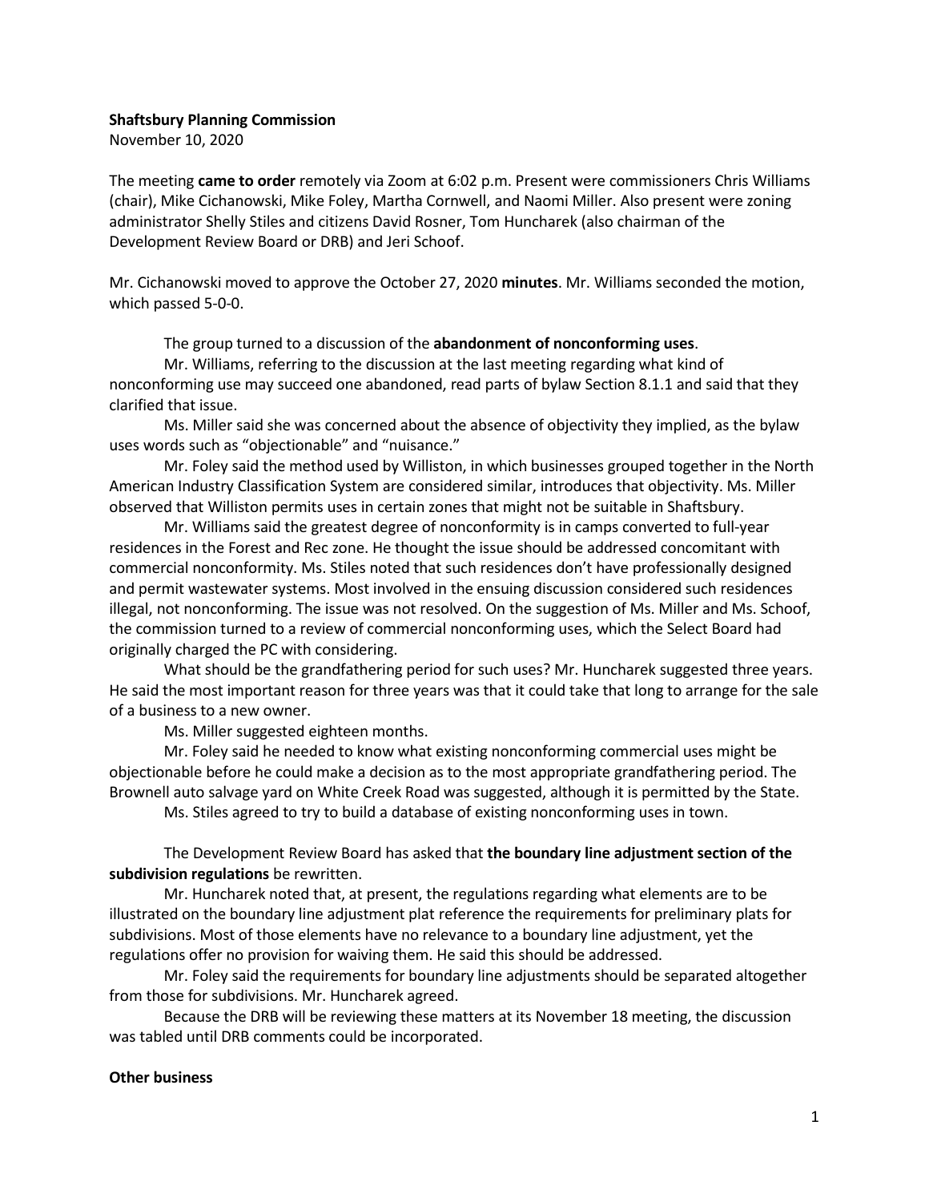**Shaftsbury Planning Commission**
November 10, 2020

The meeting **came to order** remotely via Zoom at 6:02 p.m. Present were commissioners Chris Williams (chair), Mike Cichanowski, Mike Foley, Martha Cornwell, and Naomi Miller. Also present were zoning administrator Shelly Stiles and citizens David Rosner, Tom Huncharek (also chairman of the Development Review Board or DRB) and Jeri Schoof.

Mr. Cichanowski moved to approve the October 27, 2020 **minutes**. Mr. Williams seconded the motion, which passed 5-0-0.

The group turned to a discussion of the **abandonment of nonconforming uses**.

Mr. Williams, referring to the discussion at the last meeting regarding what kind of nonconforming use may succeed one abandoned, read parts of bylaw Section 8.1.1 and said that they clarified that issue.

Ms. Miller said she was concerned about the absence of objectivity they implied, as the bylaw uses words such as "objectionable" and "nuisance."

Mr. Foley said the method used by Williston, in which businesses grouped together in the North American Industry Classification System are considered similar, introduces that objectivity. Ms. Miller observed that Williston permits uses in certain zones that might not be suitable in Shaftsbury.

Mr. Williams said the greatest degree of nonconformity is in camps converted to full-year residences in the Forest and Rec zone. He thought the issue should be addressed concomitant with commercial nonconformity. Ms. Stiles noted that such residences don't have professionally designed and permit wastewater systems. Most involved in the ensuing discussion considered such residences illegal, not nonconforming. The issue was not resolved. On the suggestion of Ms. Miller and Ms. Schoof, the commission turned to a review of commercial nonconforming uses, which the Select Board had originally charged the PC with considering.

What should be the grandfathering period for such uses? Mr. Huncharek suggested three years. He said the most important reason for three years was that it could take that long to arrange for the sale of a business to a new owner.

Ms. Miller suggested eighteen months.

Mr. Foley said he needed to know what existing nonconforming commercial uses might be objectionable before he could make a decision as to the most appropriate grandfathering period. The Brownell auto salvage yard on White Creek Road was suggested, although it is permitted by the State.

Ms. Stiles agreed to try to build a database of existing nonconforming uses in town.

The Development Review Board has asked that **the boundary line adjustment section of the subdivision regulations** be rewritten.

Mr. Huncharek noted that, at present, the regulations regarding what elements are to be illustrated on the boundary line adjustment plat reference the requirements for preliminary plats for subdivisions. Most of those elements have no relevance to a boundary line adjustment, yet the regulations offer no provision for waiving them. He said this should be addressed.

Mr. Foley said the requirements for boundary line adjustments should be separated altogether from those for subdivisions. Mr. Huncharek agreed.

Because the DRB will be reviewing these matters at its November 18 meeting, the discussion was tabled until DRB comments could be incorporated.

**Other business**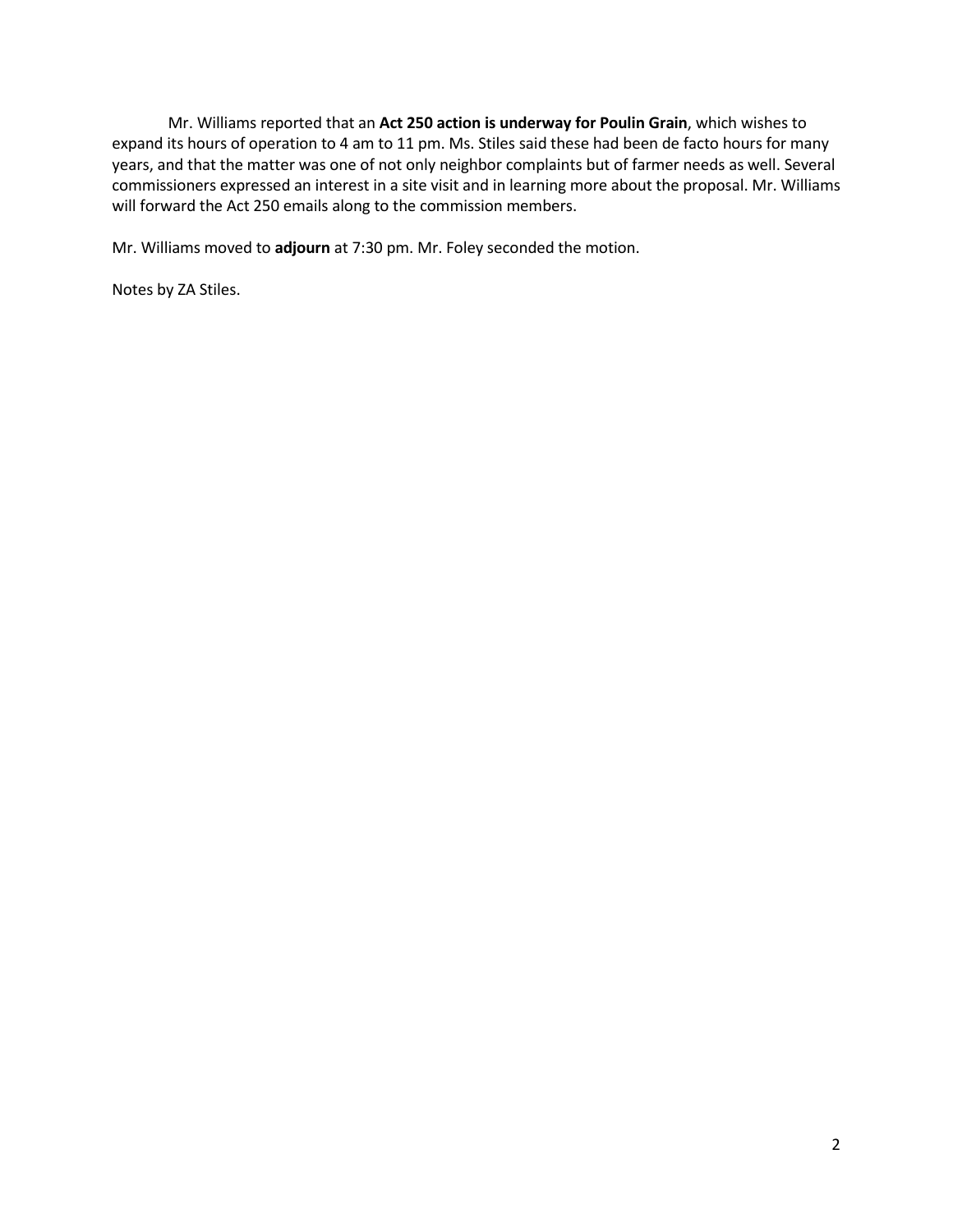Mr. Williams reported that an **Act 250 action is underway for Poulin Grain**, which wishes to expand its hours of operation to 4 am to 11 pm. Ms. Stiles said these had been de facto hours for many years, and that the matter was one of not only neighbor complaints but of farmer needs as well. Several commissioners expressed an interest in a site visit and in learning more about the proposal. Mr. Williams will forward the Act 250 emails along to the commission members.

Mr. Williams moved to **adjourn** at 7:30 pm. Mr. Foley seconded the motion.

Notes by ZA Stiles.